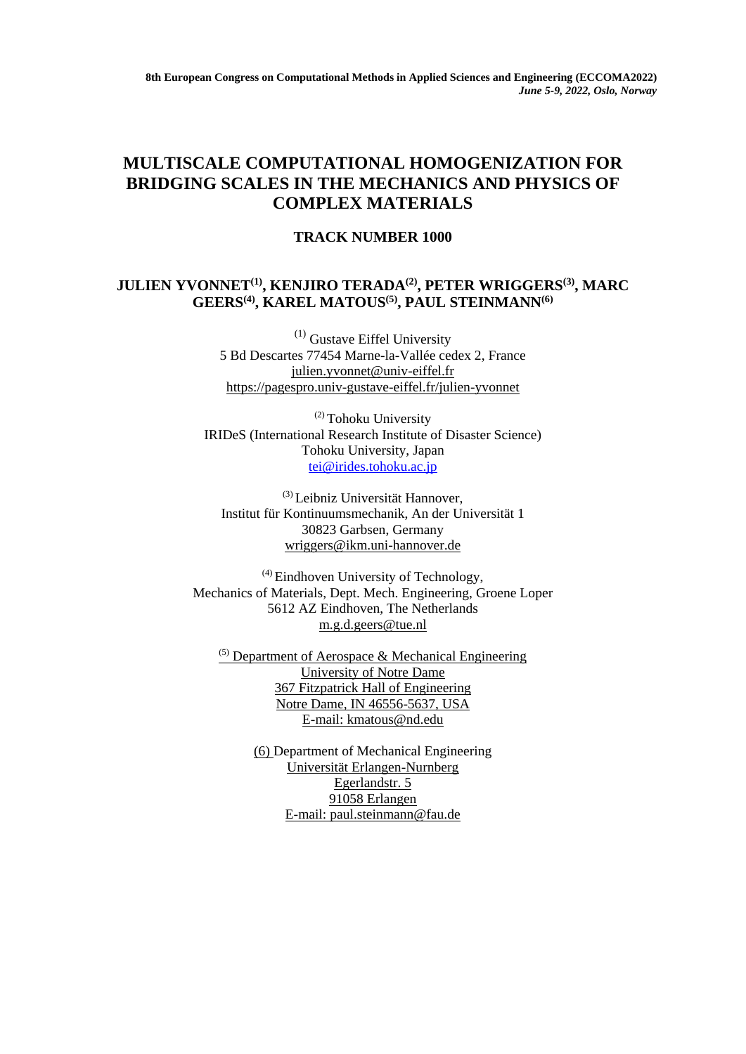**8th European Congress on Computational Methods in Applied Sciences and Engineering (ECCOMA2022)**
***June 5-9, 2022, Oslo, Norway***

# MULTISCALE COMPUTATIONAL HOMOGENIZATION FOR BRIDGING SCALES IN THE MECHANICS AND PHYSICS OF COMPLEX MATERIALS

## TRACK NUMBER 1000

**JULIEN YVONNET[(1)], KENJIRO TERADA[(2)], PETER WRIGGERS[(3)], MARC GEERS[(4)], KAREL MATOUS[(5)], PAUL STEINMANN[(6)]**

[(1)] Gustave Eiffel University
5 Bd Descartes 77454 Marne-la-Vallée cedex 2, France
julien.yvonnet@univ-eiffel.fr
https://pagespro.univ-gustave-eiffel.fr/julien-yvonnet

[(2)] Tohoku University
IRIDeS (International Research Institute of Disaster Science)
Tohoku University, Japan
tei@irides.tohoku.ac.jp

[(3)] Leibniz Universität Hannover,
Institut für Kontinuumsmechanik, An der Universität 1
30823 Garbsen, Germany
wriggers@ikm.uni-hannover.de

[(4)] Eindhoven University of Technology,
Mechanics of Materials, Dept. Mech. Engineering, Groene Loper
5612 AZ Eindhoven, The Netherlands
m.g.d.geers@tue.nl

[(5)] Department of Aerospace & Mechanical Engineering
University of Notre Dame
367 Fitzpatrick Hall of Engineering
Notre Dame, IN 46556-5637, USA
E-mail: kmatous@nd.edu

(6) Department of Mechanical Engineering
Universität Erlangen-Nurnberg
Egerlandstr. 5
91058 Erlangen
E-mail: paul.steinmann@fau.de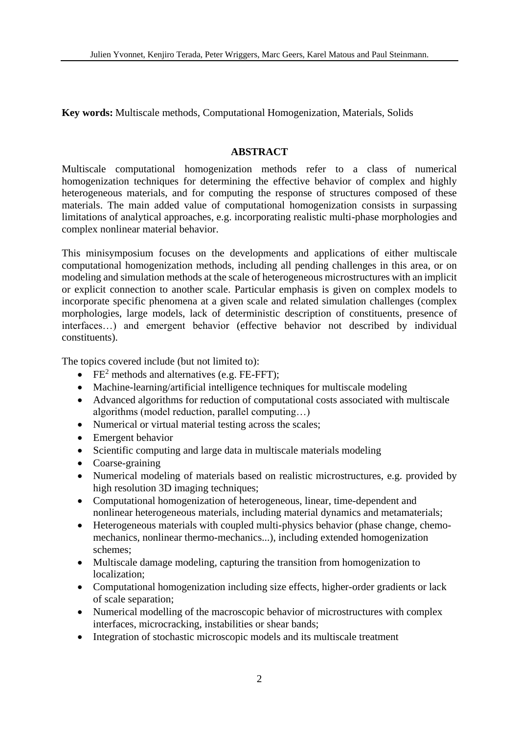**Key words:** Multiscale methods, Computational Homogenization, Materials, Solids

## ABSTRACT

Multiscale computational homogenization methods refer to a class of numerical homogenization techniques for determining the effective behavior of complex and highly heterogeneous materials, and for computing the response of structures composed of these materials. The main added value of computational homogenization consists in surpassing limitations of analytical approaches, e.g. incorporating realistic multi-phase morphologies and complex nonlinear material behavior.

This minisymposium focuses on the developments and applications of either multiscale computational homogenization methods, including all pending challenges in this area, or on modeling and simulation methods at the scale of heterogeneous microstructures with an implicit or explicit connection to another scale. Particular emphasis is given on complex models to incorporate specific phenomena at a given scale and related simulation challenges (complex morphologies, large models, lack of deterministic description of constituents, presence of interfaces…) and emergent behavior (effective behavior not described by individual constituents).

The topics covered include (but not limited to):

- $FE^2$ methods and alternatives (e.g. FE-FFT);
- Machine-learning/artificial intelligence techniques for multiscale modeling
- Advanced algorithms for reduction of computational costs associated with multiscale algorithms (model reduction, parallel computing…)
- Numerical or virtual material testing across the scales;
- Emergent behavior
- Scientific computing and large data in multiscale materials modeling
- Coarse-graining
- Numerical modeling of materials based on realistic microstructures, e.g. provided by high resolution 3D imaging techniques;
- Computational homogenization of heterogeneous, linear, time-dependent and nonlinear heterogeneous materials, including material dynamics and metamaterials;
- Heterogeneous materials with coupled multi-physics behavior (phase change, chemo-mechanics, nonlinear thermo-mechanics...), including extended homogenization schemes;
- Multiscale damage modeling, capturing the transition from homogenization to localization;
- Computational homogenization including size effects, higher-order gradients or lack of scale separation;
- Numerical modelling of the macroscopic behavior of microstructures with complex interfaces, microcracking, instabilities or shear bands;
- Integration of stochastic microscopic models and its multiscale treatment